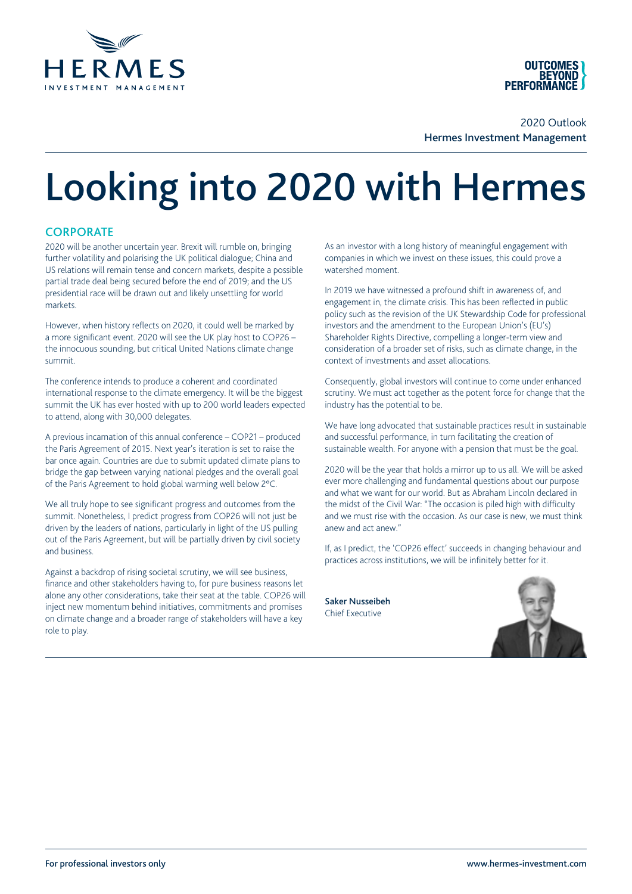2020 Outlook
**Hermes Investment Management**

# Looking into 2020 with Hermes

## CORPORATE

2020 will be another uncertain year. Brexit will rumble on, bringing further volatility and polarising the UK political dialogue; China and US relations will remain tense and concern markets, despite a possible partial trade deal being secured before the end of 2019; and the US presidential race will be drawn out and likely unsettling for world markets.

However, when history reflects on 2020, it could well be marked by a more significant event. 2020 will see the UK play host to COP26 – the innocuous sounding, but critical United Nations climate change summit.

The conference intends to produce a coherent and coordinated international response to the climate emergency. It will be the biggest summit the UK has ever hosted with up to 200 world leaders expected to attend, along with 30,000 delegates.

A previous incarnation of this annual conference – COP21 – produced the Paris Agreement of 2015. Next year's iteration is set to raise the bar once again. Countries are due to submit updated climate plans to bridge the gap between varying national pledges and the overall goal of the Paris Agreement to hold global warming well below 2°C.

We all truly hope to see significant progress and outcomes from the summit. Nonetheless, I predict progress from COP26 will not just be driven by the leaders of nations, particularly in light of the US pulling out of the Paris Agreement, but will be partially driven by civil society and business.

Against a backdrop of rising societal scrutiny, we will see business, finance and other stakeholders having to, for pure business reasons let alone any other considerations, take their seat at the table. COP26 will inject new momentum behind initiatives, commitments and promises on climate change and a broader range of stakeholders will have a key role to play.

As an investor with a long history of meaningful engagement with companies in which we invest on these issues, this could prove a watershed moment.

In 2019 we have witnessed a profound shift in awareness of, and engagement in, the climate crisis. This has been reflected in public policy such as the revision of the UK Stewardship Code for professional investors and the amendment to the European Union's (EU's) Shareholder Rights Directive, compelling a longer-term view and consideration of a broader set of risks, such as climate change, in the context of investments and asset allocations.

Consequently, global investors will continue to come under enhanced scrutiny. We must act together as the potent force for change that the industry has the potential to be.

We have long advocated that sustainable practices result in sustainable and successful performance, in turn facilitating the creation of sustainable wealth. For anyone with a pension that must be the goal.

2020 will be the year that holds a mirror up to us all. We will be asked ever more challenging and fundamental questions about our purpose and what we want for our world. But as Abraham Lincoln declared in the midst of the Civil War: "The occasion is piled high with difficulty and we must rise with the occasion. As our case is new, we must think anew and act anew."

If, as I predict, the 'COP26 effect' succeeds in changing behaviour and practices across institutions, we will be infinitely better for it.

**Saker Nusseibeh**
Chief Executive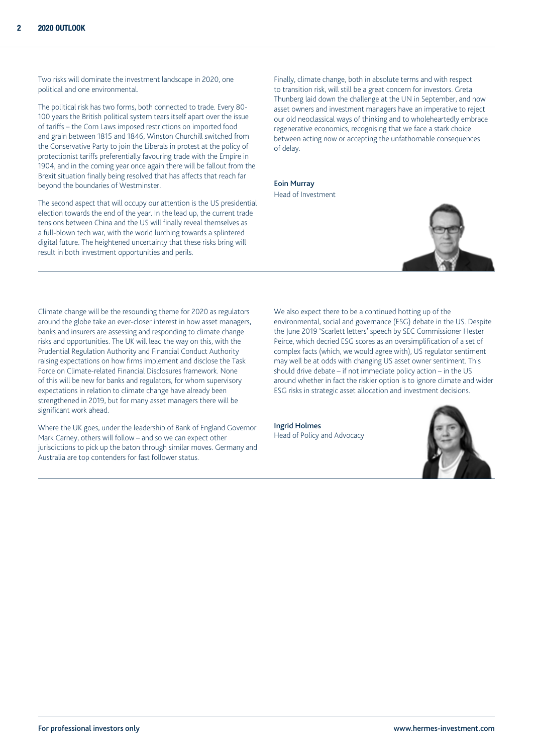Two risks will dominate the investment landscape in 2020, one political and one environmental.

The political risk has two forms, both connected to trade. Every 80-100 years the British political system tears itself apart over the issue of tariffs – the Corn Laws imposed restrictions on imported food and grain between 1815 and 1846, Winston Churchill switched from the Conservative Party to join the Liberals in protest at the policy of protectionist tariffs preferentially favouring trade with the Empire in 1904, and in the coming year once again there will be fallout from the Brexit situation finally being resolved that has affects that reach far beyond the boundaries of Westminster.

The second aspect that will occupy our attention is the US presidential election towards the end of the year. In the lead up, the current trade tensions between China and the US will finally reveal themselves as a full-blown tech war, with the world lurching towards a splintered digital future. The heightened uncertainty that these risks bring will result in both investment opportunities and perils.

Finally, climate change, both in absolute terms and with respect to transition risk, will still be a great concern for investors. Greta Thunberg laid down the challenge at the UN in September, and now asset owners and investment managers have an imperative to reject our old neoclassical ways of thinking and to wholeheartedly embrace regenerative economics, recognising that we face a stark choice between acting now or accepting the unfathomable consequences of delay.

**Eoin Murray**
Head of Investment

---

Climate change will be the resounding theme for 2020 as regulators around the globe take an ever-closer interest in how asset managers, banks and insurers are assessing and responding to climate change risks and opportunities. The UK will lead the way on this, with the Prudential Regulation Authority and Financial Conduct Authority raising expectations on how firms implement and disclose the Task Force on Climate-related Financial Disclosures framework. None of this will be new for banks and regulators, for whom supervisory expectations in relation to climate change have already been strengthened in 2019, but for many asset managers there will be significant work ahead.

Where the UK goes, under the leadership of Bank of England Governor Mark Carney, others will follow – and so we can expect other jurisdictions to pick up the baton through similar moves. Germany and Australia are top contenders for fast follower status.

We also expect there to be a continued hotting up of the environmental, social and governance (ESG) debate in the US. Despite the June 2019 'Scarlett letters' speech by SEC Commissioner Hester Peirce, which decried ESG scores as an oversimplification of a set of complex facts (which, we would agree with), US regulator sentiment may well be at odds with changing US asset owner sentiment. This should drive debate – if not immediate policy action – in the US around whether in fact the riskier option is to ignore climate and wider ESG risks in strategic asset allocation and investment decisions.

**Ingrid Holmes**
Head of Policy and Advocacy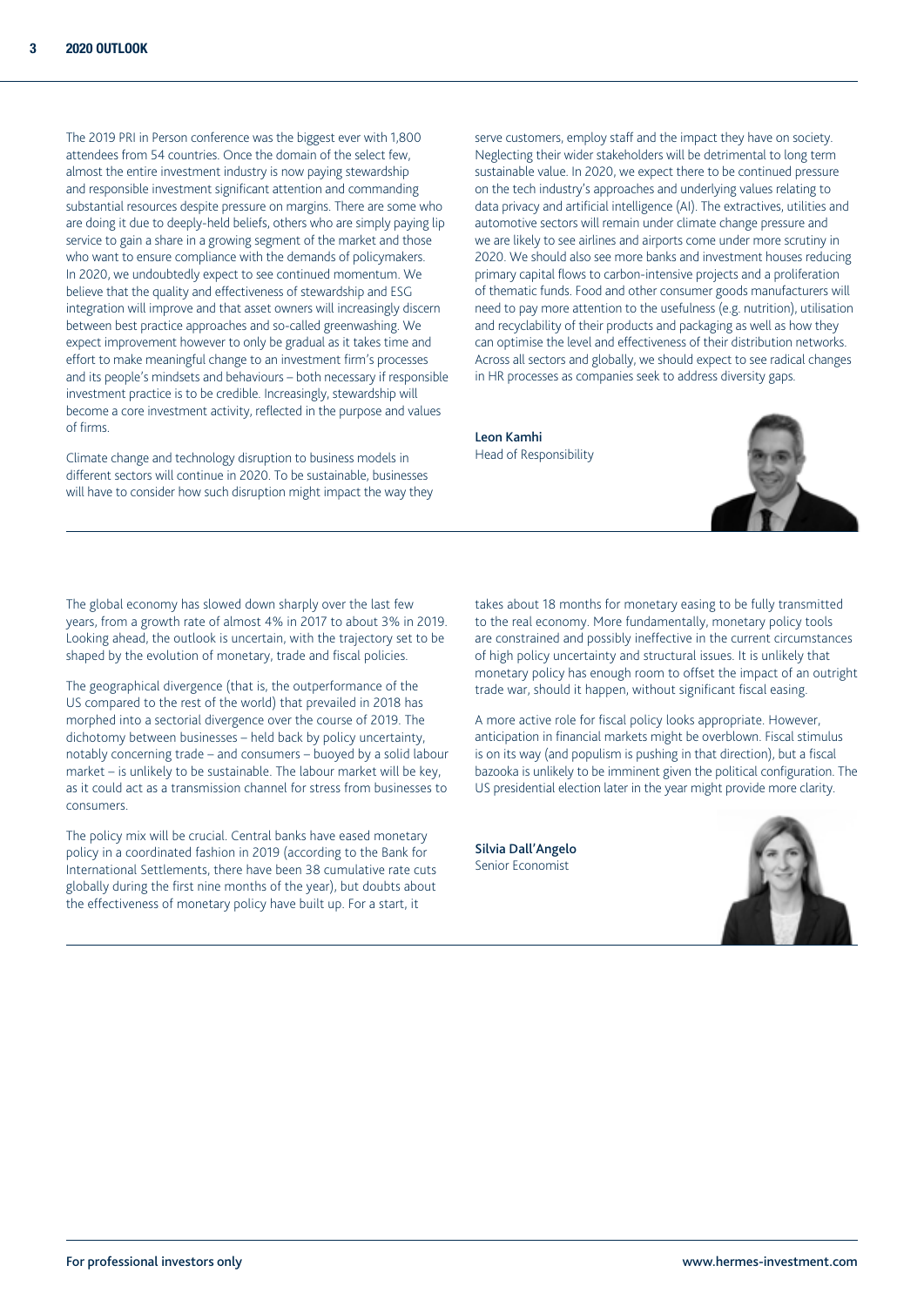The 2019 PRI in Person conference was the biggest ever with 1,800 attendees from 54 countries. Once the domain of the select few, almost the entire investment industry is now paying stewardship and responsible investment significant attention and commanding substantial resources despite pressure on margins. There are some who are doing it due to deeply-held beliefs, others who are simply paying lip service to gain a share in a growing segment of the market and those who want to ensure compliance with the demands of policymakers. In 2020, we undoubtedly expect to see continued momentum. We believe that the quality and effectiveness of stewardship and ESG integration will improve and that asset owners will increasingly discern between best practice approaches and so-called greenwashing. We expect improvement however to only be gradual as it takes time and effort to make meaningful change to an investment firm's processes and its people's mindsets and behaviours – both necessary if responsible investment practice is to be credible. Increasingly, stewardship will become a core investment activity, reflected in the purpose and values of firms.

Climate change and technology disruption to business models in different sectors will continue in 2020. To be sustainable, businesses will have to consider how such disruption might impact the way they serve customers, employ staff and the impact they have on society. Neglecting their wider stakeholders will be detrimental to long term sustainable value. In 2020, we expect there to be continued pressure on the tech industry's approaches and underlying values relating to data privacy and artificial intelligence (AI). The extractives, utilities and automotive sectors will remain under climate change pressure and we are likely to see airlines and airports come under more scrutiny in 2020. We should also see more banks and investment houses reducing primary capital flows to carbon-intensive projects and a proliferation of thematic funds. Food and other consumer goods manufacturers will need to pay more attention to the usefulness (e.g. nutrition), utilisation and recyclability of their products and packaging as well as how they can optimise the level and effectiveness of their distribution networks. Across all sectors and globally, we should expect to see radical changes in HR processes as companies seek to address diversity gaps.

**Leon Kamhi**
Head of Responsibility

---

The global economy has slowed down sharply over the last few years, from a growth rate of almost 4% in 2017 to about 3% in 2019. Looking ahead, the outlook is uncertain, with the trajectory set to be shaped by the evolution of monetary, trade and fiscal policies.

The geographical divergence (that is, the outperformance of the US compared to the rest of the world) that prevailed in 2018 has morphed into a sectorial divergence over the course of 2019. The dichotomy between businesses – held back by policy uncertainty, notably concerning trade – and consumers – buoyed by a solid labour market – is unlikely to be sustainable. The labour market will be key, as it could act as a transmission channel for stress from businesses to consumers.

The policy mix will be crucial. Central banks have eased monetary policy in a coordinated fashion in 2019 (according to the Bank for International Settlements, there have been 38 cumulative rate cuts globally during the first nine months of the year), but doubts about the effectiveness of monetary policy have built up. For a start, it takes about 18 months for monetary easing to be fully transmitted to the real economy. More fundamentally, monetary policy tools are constrained and possibly ineffective in the current circumstances of high policy uncertainty and structural issues. It is unlikely that monetary policy has enough room to offset the impact of an outright trade war, should it happen, without significant fiscal easing.

A more active role for fiscal policy looks appropriate. However, anticipation in financial markets might be overblown. Fiscal stimulus is on its way (and populism is pushing in that direction), but a fiscal bazooka is unlikely to be imminent given the political configuration. The US presidential election later in the year might provide more clarity.

**Silvia Dall'Angelo**
Senior Economist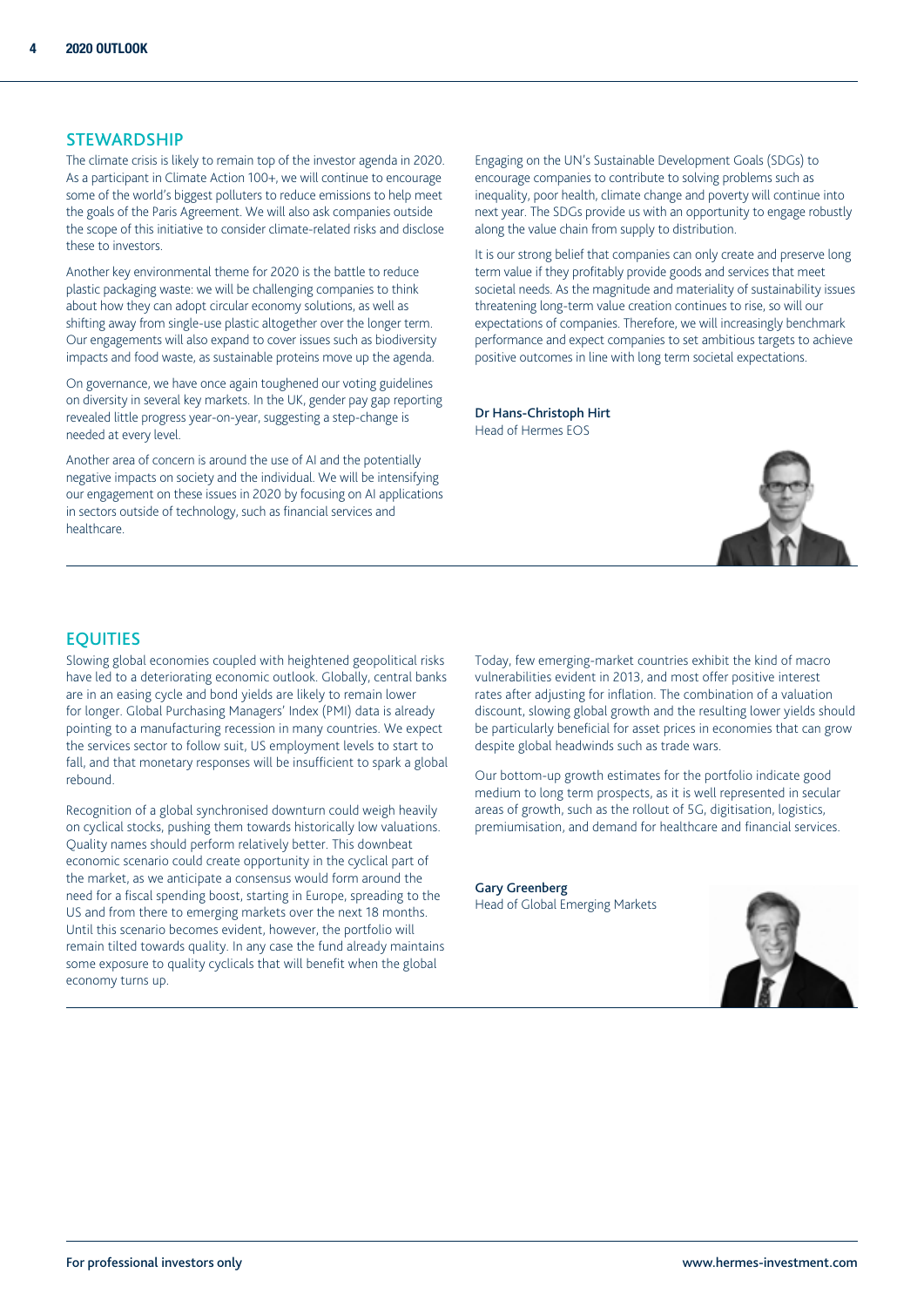## STEWARDSHIP

The climate crisis is likely to remain top of the investor agenda in 2020. As a participant in Climate Action 100+, we will continue to encourage some of the world's biggest polluters to reduce emissions to help meet the goals of the Paris Agreement. We will also ask companies outside the scope of this initiative to consider climate-related risks and disclose these to investors.

Another key environmental theme for 2020 is the battle to reduce plastic packaging waste: we will be challenging companies to think about how they can adopt circular economy solutions, as well as shifting away from single-use plastic altogether over the longer term. Our engagements will also expand to cover issues such as biodiversity impacts and food waste, as sustainable proteins move up the agenda.

On governance, we have once again toughened our voting guidelines on diversity in several key markets. In the UK, gender pay gap reporting revealed little progress year-on-year, suggesting a step-change is needed at every level.

Another area of concern is around the use of AI and the potentially negative impacts on society and the individual. We will be intensifying our engagement on these issues in 2020 by focusing on AI applications in sectors outside of technology, such as financial services and healthcare.

Engaging on the UN's Sustainable Development Goals (SDGs) to encourage companies to contribute to solving problems such as inequality, poor health, climate change and poverty will continue into next year. The SDGs provide us with an opportunity to engage robustly along the value chain from supply to distribution.

It is our strong belief that companies can only create and preserve long term value if they profitably provide goods and services that meet societal needs. As the magnitude and materiality of sustainability issues threatening long-term value creation continues to rise, so will our expectations of companies. Therefore, we will increasingly benchmark performance and expect companies to set ambitious targets to achieve positive outcomes in line with long term societal expectations.

**Dr Hans-Christoph Hirt**
Head of Hermes EOS

## EQUITIES

Slowing global economies coupled with heightened geopolitical risks have led to a deteriorating economic outlook. Globally, central banks are in an easing cycle and bond yields are likely to remain lower for longer. Global Purchasing Managers' Index (PMI) data is already pointing to a manufacturing recession in many countries. We expect the services sector to follow suit, US employment levels to start to fall, and that monetary responses will be insufficient to spark a global rebound.

Recognition of a global synchronised downturn could weigh heavily on cyclical stocks, pushing them towards historically low valuations. Quality names should perform relatively better. This downbeat economic scenario could create opportunity in the cyclical part of the market, as we anticipate a consensus would form around the need for a fiscal spending boost, starting in Europe, spreading to the US and from there to emerging markets over the next 18 months. Until this scenario becomes evident, however, the portfolio will remain tilted towards quality. In any case the fund already maintains some exposure to quality cyclicals that will benefit when the global economy turns up.

Today, few emerging-market countries exhibit the kind of macro vulnerabilities evident in 2013, and most offer positive interest rates after adjusting for inflation. The combination of a valuation discount, slowing global growth and the resulting lower yields should be particularly beneficial for asset prices in economies that can grow despite global headwinds such as trade wars.

Our bottom-up growth estimates for the portfolio indicate good medium to long term prospects, as it is well represented in secular areas of growth, such as the rollout of 5G, digitisation, logistics, premiumisation, and demand for healthcare and financial services.

**Gary Greenberg**
Head of Global Emerging Markets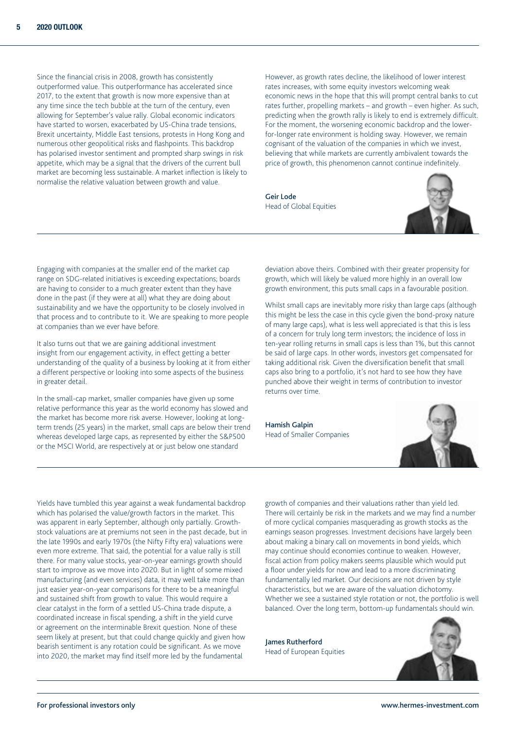Since the financial crisis in 2008, growth has consistently outperformed value. This outperformance has accelerated since 2017, to the extent that growth is now more expensive than at any time since the tech bubble at the turn of the century, even allowing for September's value rally. Global economic indicators have started to worsen, exacerbated by US-China trade tensions, Brexit uncertainty, Middle East tensions, protests in Hong Kong and numerous other geopolitical risks and flashpoints. This backdrop has polarised investor sentiment and prompted sharp swings in risk appetite, which may be a signal that the drivers of the current bull market are becoming less sustainable. A market inflection is likely to normalise the relative valuation between growth and value.

However, as growth rates decline, the likelihood of lower interest rates increases, with some equity investors welcoming weak economic news in the hope that this will prompt central banks to cut rates further, propelling markets – and growth – even higher. As such, predicting when the growth rally is likely to end is extremely difficult. For the moment, the worsening economic backdrop and the lower-for-longer rate environment is holding sway. However, we remain cognisant of the valuation of the companies in which we invest, believing that while markets are currently ambivalent towards the price of growth, this phenomenon cannot continue indefinitely.

**Geir Lode**
Head of Global Equities

---

Engaging with companies at the smaller end of the market cap range on SDG-related initiatives is exceeding expectations; boards are having to consider to a much greater extent than they have done in the past (if they were at all) what they are doing about sustainability and we have the opportunity to be closely involved in that process and to contribute to it. We are speaking to more people at companies than we ever have before.

It also turns out that we are gaining additional investment insight from our engagement activity, in effect getting a better understanding of the quality of a business by looking at it from either a different perspective or looking into some aspects of the business in greater detail.

In the small-cap market, smaller companies have given up some relative performance this year as the world economy has slowed and the market has become more risk averse. However, looking at long-term trends (25 years) in the market, small caps are below their trend whereas developed large caps, as represented by either the S&P500 or the MSCI World, are respectively at or just below one standard deviation above theirs. Combined with their greater propensity for growth, which will likely be valued more highly in an overall low growth environment, this puts small caps in a favourable position.

Whilst small caps are inevitably more risky than large caps (although this might be less the case in this cycle given the bond-proxy nature of many large caps), what is less well appreciated is that this is less of a concern for truly long term investors; the incidence of loss in ten-year rolling returns in small caps is less than 1%, but this cannot be said of large caps. In other words, investors get compensated for taking additional risk. Given the diversification benefit that small caps also bring to a portfolio, it's not hard to see how they have punched above their weight in terms of contribution to investor returns over time.

**Hamish Galpin**
Head of Smaller Companies

---

Yields have tumbled this year against a weak fundamental backdrop which has polarised the value/growth factors in the market. This was apparent in early September, although only partially. Growth-stock valuations are at premiums not seen in the past decade, but in the late 1990s and early 1970s (the Nifty Fifty era) valuations were even more extreme. That said, the potential for a value rally is still there. For many value stocks, year-on-year earnings growth should start to improve as we move into 2020. But in light of some mixed manufacturing (and even services) data, it may well take more than just easier year-on-year comparisons for there to be a meaningful and sustained shift from growth to value. This would require a clear catalyst in the form of a settled US-China trade dispute, a coordinated increase in fiscal spending, a shift in the yield curve or agreement on the interminable Brexit question. None of these seem likely at present, but that could change quickly and given how bearish sentiment is any rotation could be significant. As we move into 2020, the market may find itself more led by the fundamental growth of companies and their valuations rather than yield led. There will certainly be risk in the markets and we may find a number of more cyclical companies masquerading as growth stocks as the earnings season progresses. Investment decisions have largely been about making a binary call on movements in bond yields, which may continue should economies continue to weaken. However, fiscal action from policy makers seems plausible which would put a floor under yields for now and lead to a more discriminating fundamentally led market. Our decisions are not driven by style characteristics, but we are aware of the valuation dichotomy. Whether we see a sustained style rotation or not, the portfolio is well balanced. Over the long term, bottom-up fundamentals should win.

**James Rutherford**
Head of European Equities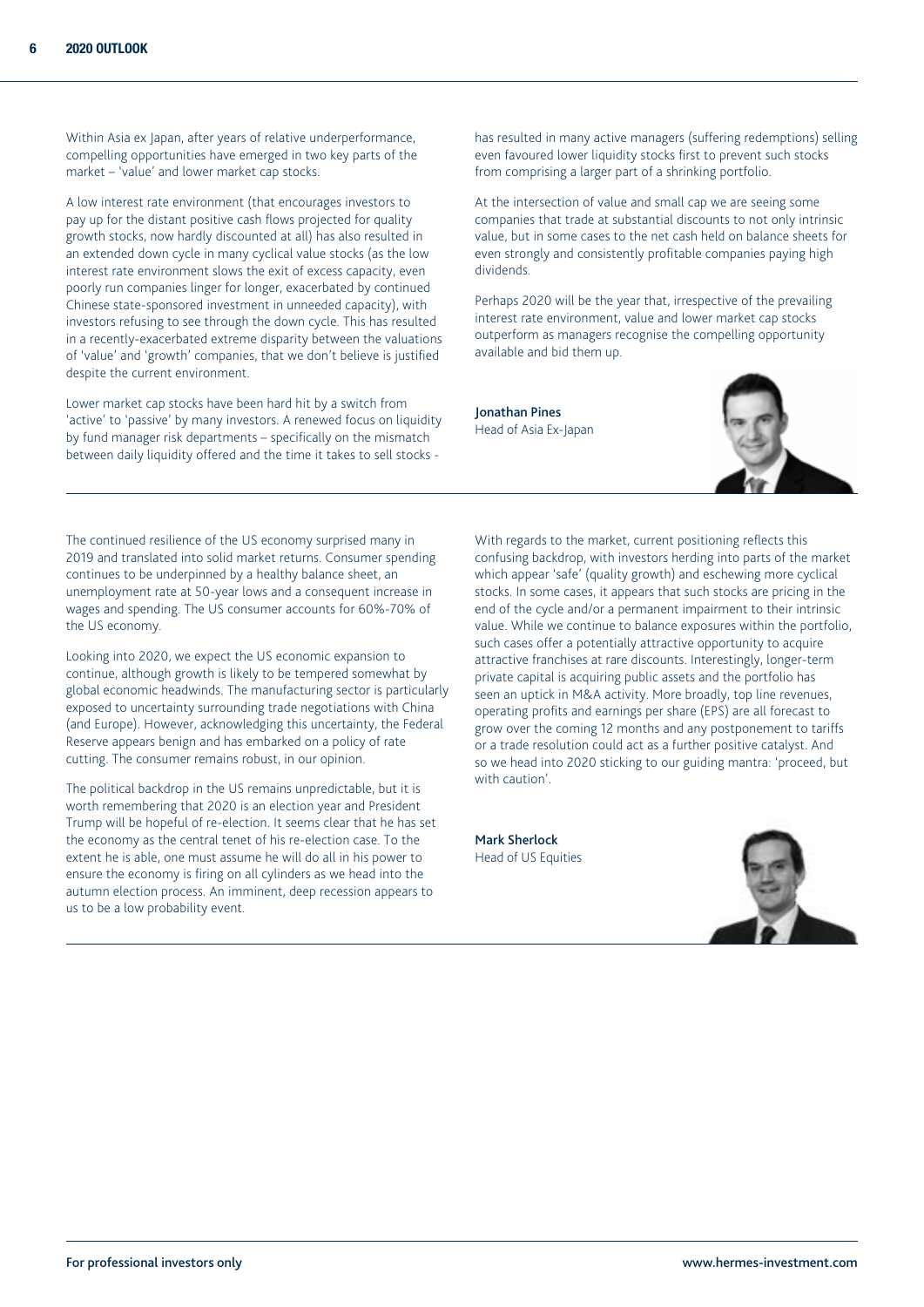Within Asia ex Japan, after years of relative underperformance, compelling opportunities have emerged in two key parts of the market – 'value' and lower market cap stocks.

A low interest rate environment (that encourages investors to pay up for the distant positive cash flows projected for quality growth stocks, now hardly discounted at all) has also resulted in an extended down cycle in many cyclical value stocks (as the low interest rate environment slows the exit of excess capacity, even poorly run companies linger for longer, exacerbated by continued Chinese state-sponsored investment in unneeded capacity), with investors refusing to see through the down cycle. This has resulted in a recently-exacerbated extreme disparity between the valuations of 'value' and 'growth' companies, that we don't believe is justified despite the current environment.

Lower market cap stocks have been hard hit by a switch from 'active' to 'passive' by many investors. A renewed focus on liquidity by fund manager risk departments – specifically on the mismatch between daily liquidity offered and the time it takes to sell stocks - has resulted in many active managers (suffering redemptions) selling even favoured lower liquidity stocks first to prevent such stocks from comprising a larger part of a shrinking portfolio.

At the intersection of value and small cap we are seeing some companies that trade at substantial discounts to not only intrinsic value, but in some cases to the net cash held on balance sheets for even strongly and consistently profitable companies paying high dividends.

Perhaps 2020 will be the year that, irrespective of the prevailing interest rate environment, value and lower market cap stocks outperform as managers recognise the compelling opportunity available and bid them up.

**Jonathan Pines**
Head of Asia Ex-Japan

---

The continued resilience of the US economy surprised many in 2019 and translated into solid market returns. Consumer spending continues to be underpinned by a healthy balance sheet, an unemployment rate at 50-year lows and a consequent increase in wages and spending. The US consumer accounts for 60%-70% of the US economy.

Looking into 2020, we expect the US economic expansion to continue, although growth is likely to be tempered somewhat by global economic headwinds. The manufacturing sector is particularly exposed to uncertainty surrounding trade negotiations with China (and Europe). However, acknowledging this uncertainty, the Federal Reserve appears benign and has embarked on a policy of rate cutting. The consumer remains robust, in our opinion.

The political backdrop in the US remains unpredictable, but it is worth remembering that 2020 is an election year and President Trump will be hopeful of re-election. It seems clear that he has set the economy as the central tenet of his re-election case. To the extent he is able, one must assume he will do all in his power to ensure the economy is firing on all cylinders as we head into the autumn election process. An imminent, deep recession appears to us to be a low probability event.

With regards to the market, current positioning reflects this confusing backdrop, with investors herding into parts of the market which appear 'safe' (quality growth) and eschewing more cyclical stocks. In some cases, it appears that such stocks are pricing in the end of the cycle and/or a permanent impairment to their intrinsic value. While we continue to balance exposures within the portfolio, such cases offer a potentially attractive opportunity to acquire attractive franchises at rare discounts. Interestingly, longer-term private capital is acquiring public assets and the portfolio has seen an uptick in M&A activity. More broadly, top line revenues, operating profits and earnings per share (EPS) are all forecast to grow over the coming 12 months and any postponement to tariffs or a trade resolution could act as a further positive catalyst. And so we head into 2020 sticking to our guiding mantra: 'proceed, but with caution'.

**Mark Sherlock**
Head of US Equities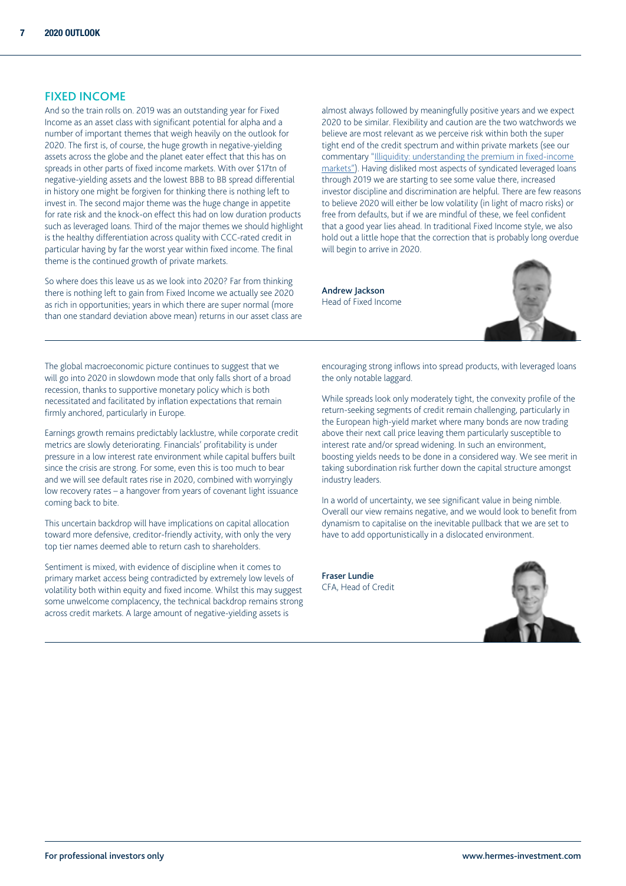## FIXED INCOME

And so the train rolls on. 2019 was an outstanding year for Fixed Income as an asset class with significant potential for alpha and a number of important themes that weigh heavily on the outlook for 2020. The first is, of course, the huge growth in negative-yielding assets across the globe and the planet eater effect that this has on spreads in other parts of fixed income markets. With over $17tn of negative-yielding assets and the lowest BBB to BB spread differential in history one might be forgiven for thinking there is nothing left to invest in. The second major theme was the huge change in appetite for rate risk and the knock-on effect this had on low duration products such as leveraged loans. Third of the major themes we should highlight is the healthy differentiation across quality with CCC-rated credit in particular having by far the worst year within fixed income. The final theme is the continued growth of private markets.

So where does this leave us as we look into 2020? Far from thinking there is nothing left to gain from Fixed Income we actually see 2020 as rich in opportunities; years in which there are super normal (more than one standard deviation above mean) returns in our asset class are almost always followed by meaningfully positive years and we expect 2020 to be similar. Flexibility and caution are the two watchwords we believe are most relevant as we perceive risk within both the super tight end of the credit spectrum and within private markets (see our commentary "Illiquidity: understanding the premium in fixed-income markets"). Having disliked most aspects of syndicated leveraged loans through 2019 we are starting to see some value there, increased investor discipline and discrimination are helpful. There are few reasons to believe 2020 will either be low volatility (in light of macro risks) or free from defaults, but if we are mindful of these, we feel confident that a good year lies ahead. In traditional Fixed Income style, we also hold out a little hope that the correction that is probably long overdue will begin to arrive in 2020.

**Andrew Jackson**
Head of Fixed Income

---

The global macroeconomic picture continues to suggest that we will go into 2020 in slowdown mode that only falls short of a broad recession, thanks to supportive monetary policy which is both necessitated and facilitated by inflation expectations that remain firmly anchored, particularly in Europe.

Earnings growth remains predictably lacklustre, while corporate credit metrics are slowly deteriorating. Financials' profitability is under pressure in a low interest rate environment while capital buffers built since the crisis are strong. For some, even this is too much to bear and we will see default rates rise in 2020, combined with worryingly low recovery rates – a hangover from years of covenant light issuance coming back to bite.

This uncertain backdrop will have implications on capital allocation toward more defensive, creditor-friendly activity, with only the very top tier names deemed able to return cash to shareholders.

Sentiment is mixed, with evidence of discipline when it comes to primary market access being contradicted by extremely low levels of volatility both within equity and fixed income. Whilst this may suggest some unwelcome complacency, the technical backdrop remains strong across credit markets. A large amount of negative-yielding assets is encouraging strong inflows into spread products, with leveraged loans the only notable laggard.

While spreads look only moderately tight, the convexity profile of the return-seeking segments of credit remain challenging, particularly in the European high-yield market where many bonds are now trading above their next call price leaving them particularly susceptible to interest rate and/or spread widening. In such an environment, boosting yields needs to be done in a considered way. We see merit in taking subordination risk further down the capital structure amongst industry leaders.

In a world of uncertainty, we see significant value in being nimble. Overall our view remains negative, and we would look to benefit from dynamism to capitalise on the inevitable pullback that we are set to have to add opportunistically in a dislocated environment.

**Fraser Lundie**
CFA, Head of Credit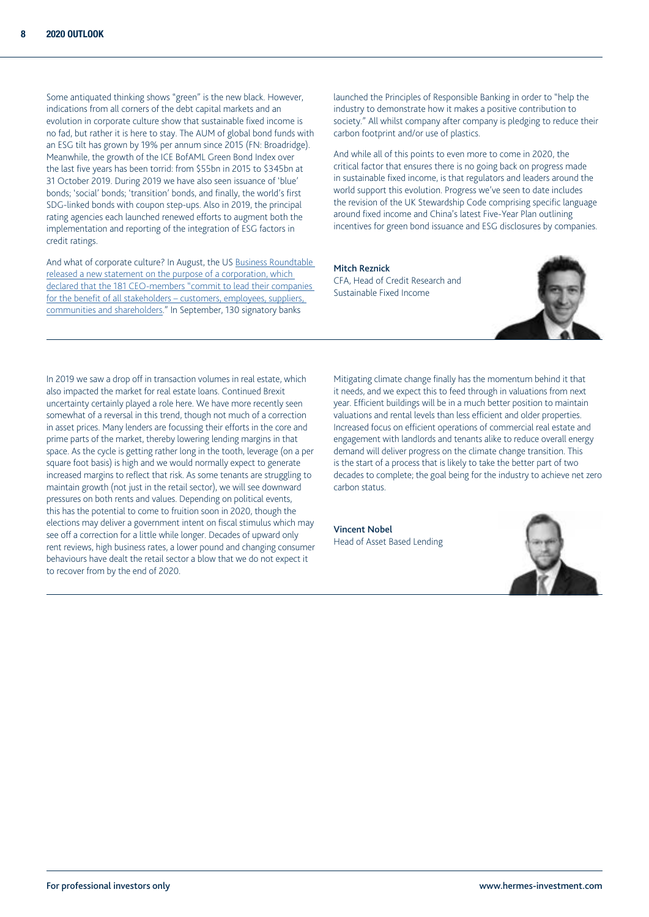Some antiquated thinking shows "green" is the new black. However, indications from all corners of the debt capital markets and an evolution in corporate culture show that sustainable fixed income is no fad, but rather it is here to stay. The AUM of global bond funds with an ESG tilt has grown by 19% per annum since 2015 (FN: Broadridge). Meanwhile, the growth of the ICE BofAML Green Bond Index over the last five years has been torrid: from \$55bn in 2015 to \$345bn at 31 October 2019. During 2019 we have also seen issuance of 'blue' bonds; 'social' bonds; 'transition' bonds, and finally, the world's first SDG-linked bonds with coupon step-ups. Also in 2019, the principal rating agencies each launched renewed efforts to augment both the implementation and reporting of the integration of ESG factors in credit ratings.

And what of corporate culture? In August, the US Business Roundtable released a new statement on the purpose of a corporation, which declared that the 181 CEO-members "commit to lead their companies for the benefit of all stakeholders – customers, employees, suppliers, communities and shareholders." In September, 130 signatory banks launched the Principles of Responsible Banking in order to "help the industry to demonstrate how it makes a positive contribution to society." All whilst company after company is pledging to reduce their carbon footprint and/or use of plastics.

And while all of this points to even more to come in 2020, the critical factor that ensures there is no going back on progress made in sustainable fixed income, is that regulators and leaders around the world support this evolution. Progress we've seen to date includes the revision of the UK Stewardship Code comprising specific language around fixed income and China's latest Five-Year Plan outlining incentives for green bond issuance and ESG disclosures by companies.

**Mitch Reznick**
CFA, Head of Credit Research and Sustainable Fixed Income

---

In 2019 we saw a drop off in transaction volumes in real estate, which also impacted the market for real estate loans. Continued Brexit uncertainty certainly played a role here. We have more recently seen somewhat of a reversal in this trend, though not much of a correction in asset prices. Many lenders are focussing their efforts in the core and prime parts of the market, thereby lowering lending margins in that space. As the cycle is getting rather long in the tooth, leverage (on a per square foot basis) is high and we would normally expect to generate increased margins to reflect that risk. As some tenants are struggling to maintain growth (not just in the retail sector), we will see downward pressures on both rents and values. Depending on political events, this has the potential to come to fruition soon in 2020, though the elections may deliver a government intent on fiscal stimulus which may see off a correction for a little while longer. Decades of upward only rent reviews, high business rates, a lower pound and changing consumer behaviours have dealt the retail sector a blow that we do not expect it to recover from by the end of 2020.

Mitigating climate change finally has the momentum behind it that it needs, and we expect this to feed through in valuations from next year. Efficient buildings will be in a much better position to maintain valuations and rental levels than less efficient and older properties. Increased focus on efficient operations of commercial real estate and engagement with landlords and tenants alike to reduce overall energy demand will deliver progress on the climate change transition. This is the start of a process that is likely to take the better part of two decades to complete; the goal being for the industry to achieve net zero carbon status.

**Vincent Nobel**
Head of Asset Based Lending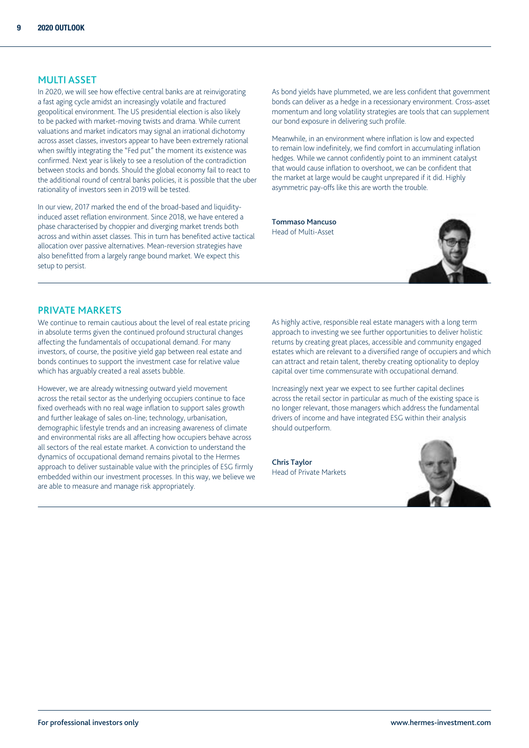## MULTI ASSET

In 2020, we will see how effective central banks are at reinvigorating a fast aging cycle amidst an increasingly volatile and fractured geopolitical environment. The US presidential election is also likely to be packed with market-moving twists and drama. While current valuations and market indicators may signal an irrational dichotomy across asset classes, investors appear to have been extremely rational when swiftly integrating the "Fed put" the moment its existence was confirmed. Next year is likely to see a resolution of the contradiction between stocks and bonds. Should the global economy fail to react to the additional round of central banks policies, it is possible that the uber rationality of investors seen in 2019 will be tested.

In our view, 2017 marked the end of the broad-based and liquidity-induced asset reflation environment. Since 2018, we have entered a phase characterised by choppier and diverging market trends both across and within asset classes. This in turn has benefited active tactical allocation over passive alternatives. Mean-reversion strategies have also benefitted from a largely range bound market. We expect this setup to persist.

As bond yields have plummeted, we are less confident that government bonds can deliver as a hedge in a recessionary environment. Cross-asset momentum and long volatility strategies are tools that can supplement our bond exposure in delivering such profile.

Meanwhile, in an environment where inflation is low and expected to remain low indefinitely, we find comfort in accumulating inflation hedges. While we cannot confidently point to an imminent catalyst that would cause inflation to overshoot, we can be confident that the market at large would be caught unprepared if it did. Highly asymmetric pay-offs like this are worth the trouble.

**Tommaso Mancuso**
Head of Multi-Asset

## PRIVATE MARKETS

We continue to remain cautious about the level of real estate pricing in absolute terms given the continued profound structural changes affecting the fundamentals of occupational demand. For many investors, of course, the positive yield gap between real estate and bonds continues to support the investment case for relative value which has arguably created a real assets bubble.

However, we are already witnessing outward yield movement across the retail sector as the underlying occupiers continue to face fixed overheads with no real wage inflation to support sales growth and further leakage of sales on-line; technology, urbanisation, demographic lifestyle trends and an increasing awareness of climate and environmental risks are all affecting how occupiers behave across all sectors of the real estate market. A conviction to understand the dynamics of occupational demand remains pivotal to the Hermes approach to deliver sustainable value with the principles of ESG firmly embedded within our investment processes. In this way, we believe we are able to measure and manage risk appropriately.

As highly active, responsible real estate managers with a long term approach to investing we see further opportunities to deliver holistic returns by creating great places, accessible and community engaged estates which are relevant to a diversified range of occupiers and which can attract and retain talent, thereby creating optionality to deploy capital over time commensurate with occupational demand.

Increasingly next year we expect to see further capital declines across the retail sector in particular as much of the existing space is no longer relevant, those managers which address the fundamental drivers of income and have integrated ESG within their analysis should outperform.

**Chris Taylor**
Head of Private Markets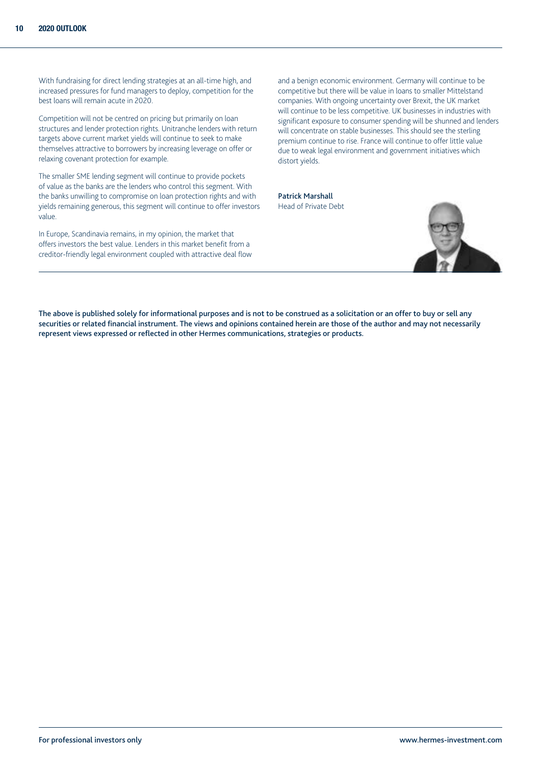With fundraising for direct lending strategies at an all-time high, and increased pressures for fund managers to deploy, competition for the best loans will remain acute in 2020.

Competition will not be centred on pricing but primarily on loan structures and lender protection rights. Unitranche lenders with return targets above current market yields will continue to seek to make themselves attractive to borrowers by increasing leverage on offer or relaxing covenant protection for example.

The smaller SME lending segment will continue to provide pockets of value as the banks are the lenders who control this segment. With the banks unwilling to compromise on loan protection rights and with yields remaining generous, this segment will continue to offer investors value.

In Europe, Scandinavia remains, in my opinion, the market that offers investors the best value. Lenders in this market benefit from a creditor-friendly legal environment coupled with attractive deal flow and a benign economic environment. Germany will continue to be competitive but there will be value in loans to smaller Mittelstand companies. With ongoing uncertainty over Brexit, the UK market will continue to be less competitive. UK businesses in industries with significant exposure to consumer spending will be shunned and lenders will concentrate on stable businesses. This should see the sterling premium continue to rise. France will continue to offer little value due to weak legal environment and government initiatives which distort yields.

**Patrick Marshall**
Head of Private Debt

**The above is published solely for informational purposes and is not to be construed as a solicitation or an offer to buy or sell any securities or related financial instrument. The views and opinions contained herein are those of the author and may not necessarily represent views expressed or reflected in other Hermes communications, strategies or products.**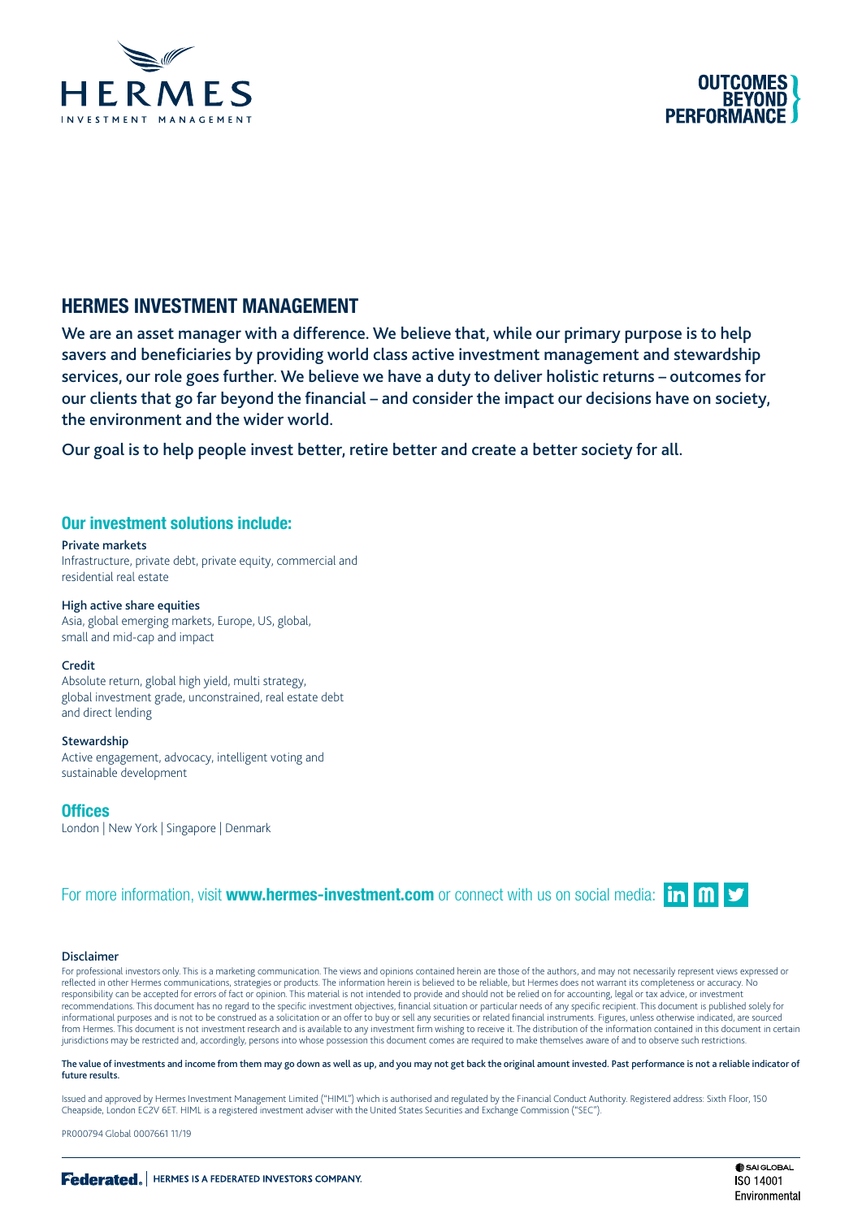HERMES INVESTMENT MANAGEMENT

OUTCOMES BEYOND PERFORMANCE

## HERMES INVESTMENT MANAGEMENT

We are an asset manager with a difference. We believe that, while our primary purpose is to help savers and beneficiaries by providing world class active investment management and stewardship services, our role goes further. We believe we have a duty to deliver holistic returns – outcomes for our clients that go far beyond the financial – and consider the impact our decisions have on society, the environment and the wider world.

Our goal is to help people invest better, retire better and create a better society for all.

### Our investment solutions include:

**Private markets**
Infrastructure, private debt, private equity, commercial and residential real estate

**High active share equities**
Asia, global emerging markets, Europe, US, global, small and mid-cap and impact

**Credit**
Absolute return, global high yield, multi strategy, global investment grade, unconstrained, real estate debt and direct lending

**Stewardship**
Active engagement, advocacy, intelligent voting and sustainable development

### Offices

London | New York | Singapore | Denmark

For more information, visit **www.hermes-investment.com** or connect with us on social media:

**Disclaimer**

For professional investors only. This is a marketing communication. The views and opinions contained herein are those of the authors, and may not necessarily represent views expressed or reflected in other Hermes communications, strategies or products. The information herein is believed to be reliable, but Hermes does not warrant its completeness or accuracy. No responsibility can be accepted for errors of fact or opinion. This material is not intended to provide and should not be relied on for accounting, legal or tax advice, or investment recommendations. This document has no regard to the specific investment objectives, financial situation or particular needs of any specific recipient. This document is published solely for informational purposes and is not to be construed as a solicitation or an offer to buy or sell any securities or related financial instruments. Figures, unless otherwise indicated, are sourced from Hermes. This document is not investment research and is available to any investment firm wishing to receive it. The distribution of the information contained in this document in certain jurisdictions may be restricted and, accordingly, persons into whose possession this document comes are required to make themselves aware of and to observe such restrictions.

**The value of investments and income from them may go down as well as up, and you may not get back the original amount invested. Past performance is not a reliable indicator of future results.**

Issued and approved by Hermes Investment Management Limited ("HIML") which is authorised and regulated by the Financial Conduct Authority. Registered address: Sixth Floor, 150 Cheapside, London EC2V 6ET. HIML is a registered investment adviser with the United States Securities and Exchange Commission ("SEC").

PR000794 Global 0007661 11/19

Federated. | HERMES IS A FEDERATED INVESTORS COMPANY.

SAI GLOBAL ISO 14001 Environmental